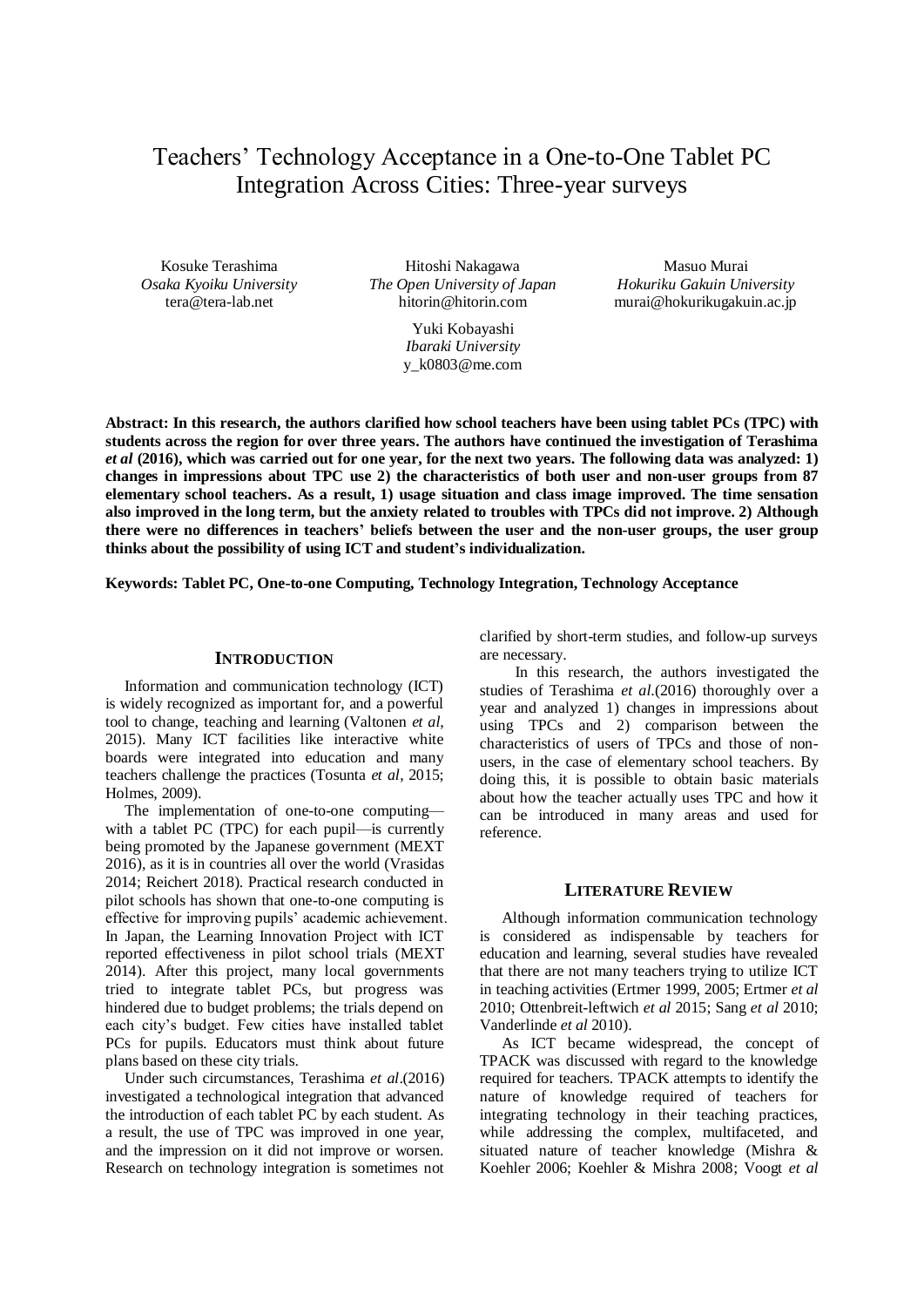# Teachers' Technology Acceptance in a One-to-One Tablet PC Integration Across Cities: Three-year surveys

Kosuke Terashima  
*Osaka Kyoiku University*  
tera@tera-lab.net

Hitoshi Nakagawa  
*The Open University of Japan*  
hitorin@hitorin.com

Masuo Murai  
*Hokuriku Gakuin University*  
murai@hokurikugakuin.ac.jp

Yuki Kobayashi  
*Ibaraki University*  
y_k0803@me.com

**Abstract: In this research, the authors clarified how school teachers have been using tablet PCs (TPC) with students across the region for over three years. The authors have continued the investigation of Terashima *et al* (2016), which was carried out for one year, for the next two years. The following data was analyzed: 1) changes in impressions about TPC use 2) the characteristics of both user and non-user groups from 87 elementary school teachers. As a result, 1) usage situation and class image improved. The time sensation also improved in the long term, but the anxiety related to troubles with TPCs did not improve. 2) Although there were no differences in teachers' beliefs between the user and the non-user groups, the user group thinks about the possibility of using ICT and student's individualization.**

**Keywords: Tablet PC, One-to-one Computing, Technology Integration, Technology Acceptance**

## INTRODUCTION

Information and communication technology (ICT) is widely recognized as important for, and a powerful tool to change, teaching and learning (Valtonen *et al*, 2015). Many ICT facilities like interactive white boards were integrated into education and many teachers challenge the practices (Tosunta *et al*, 2015; Holmes, 2009).

The implementation of one-to-one computing—with a tablet PC (TPC) for each pupil—is currently being promoted by the Japanese government (MEXT 2016), as it is in countries all over the world (Vrasidas 2014; Reichert 2018). Practical research conducted in pilot schools has shown that one-to-one computing is effective for improving pupils' academic achievement. In Japan, the Learning Innovation Project with ICT reported effectiveness in pilot school trials (MEXT 2014). After this project, many local governments tried to integrate tablet PCs, but progress was hindered due to budget problems; the trials depend on each city's budget. Few cities have installed tablet PCs for pupils. Educators must think about future plans based on these city trials.

Under such circumstances, Terashima *et al*.(2016) investigated a technological integration that advanced the introduction of each tablet PC by each student. As a result, the use of TPC was improved in one year, and the impression on it did not improve or worsen. Research on technology integration is sometimes not clarified by short-term studies, and follow-up surveys are necessary.

In this research, the authors investigated the studies of Terashima *et al*.(2016) thoroughly over a year and analyzed 1) changes in impressions about using TPCs and 2) comparison between the characteristics of users of TPCs and those of non-users, in the case of elementary school teachers. By doing this, it is possible to obtain basic materials about how the teacher actually uses TPC and how it can be introduced in many areas and used for reference.

## LITERATURE REVIEW

Although information communication technology is considered as indispensable by teachers for education and learning, several studies have revealed that there are not many teachers trying to utilize ICT in teaching activities (Ertmer 1999, 2005; Ertmer *et al* 2010; Ottenbreit-leftwich *et al* 2015; Sang *et al* 2010; Vanderlinde *et al* 2010).

As ICT became widespread, the concept of TPACK was discussed with regard to the knowledge required for teachers. TPACK attempts to identify the nature of knowledge required of teachers for integrating technology in their teaching practices, while addressing the complex, multifaceted, and situated nature of teacher knowledge (Mishra & Koehler 2006; Koehler & Mishra 2008; Voogt *et al*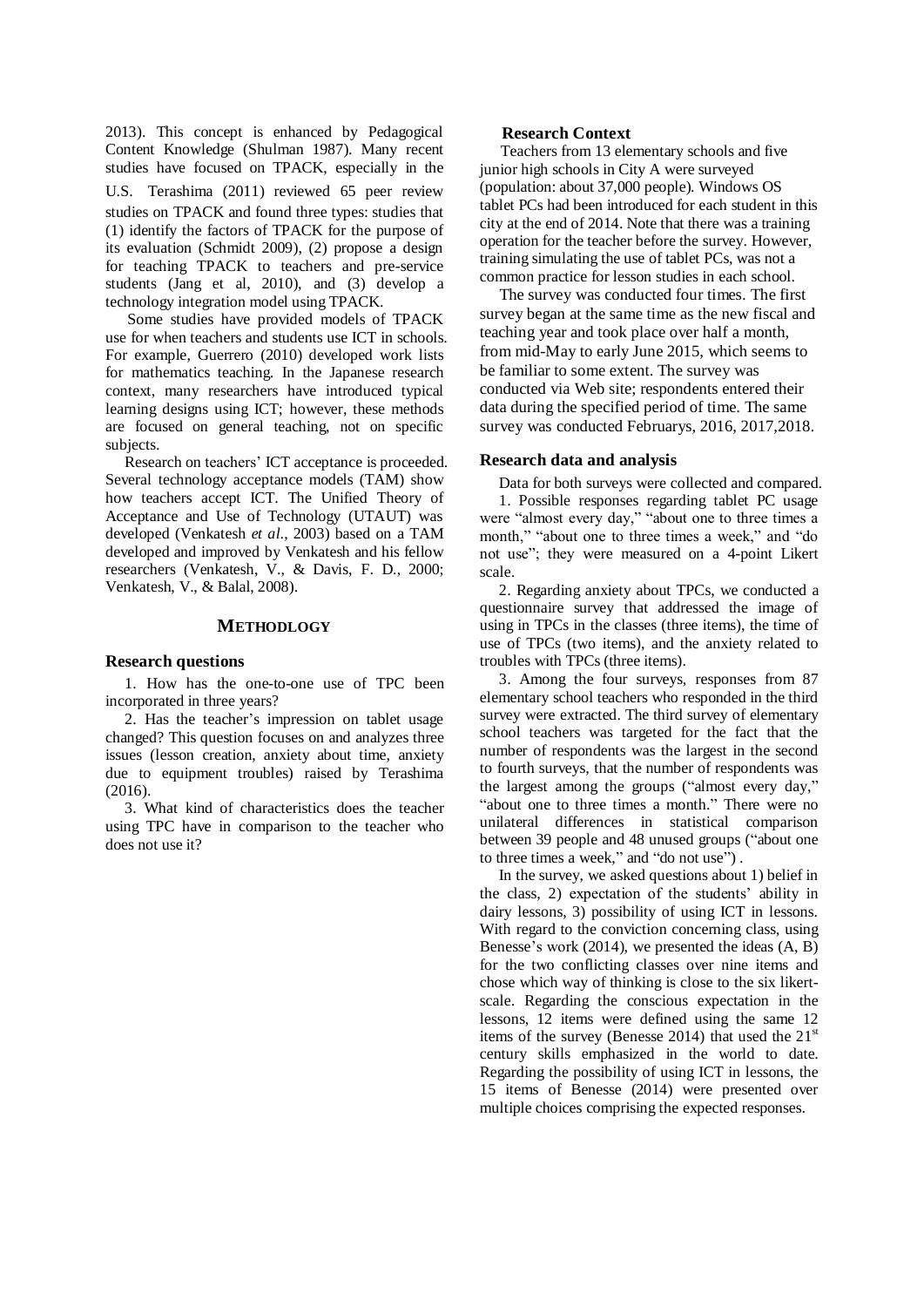2013). This concept is enhanced by Pedagogical Content Knowledge (Shulman 1987). Many recent studies have focused on TPACK, especially in the U.S. Terashima (2011) reviewed 65 peer review studies on TPACK and found three types: studies that (1) identify the factors of TPACK for the purpose of its evaluation (Schmidt 2009), (2) propose a design for teaching TPACK to teachers and pre-service students (Jang et al, 2010), and (3) develop a technology integration model using TPACK.

Some studies have provided models of TPACK use for when teachers and students use ICT in schools. For example, Guerrero (2010) developed work lists for mathematics teaching. In the Japanese research context, many researchers have introduced typical learning designs using ICT; however, these methods are focused on general teaching, not on specific subjects.

Research on teachers' ICT acceptance is proceeded. Several technology acceptance models (TAM) show how teachers accept ICT. The Unified Theory of Acceptance and Use of Technology (UTAUT) was developed (Venkatesh *et al.*, 2003) based on a TAM developed and improved by Venkatesh and his fellow researchers (Venkatesh, V., & Davis, F. D., 2000; Venkatesh, V., & Balal, 2008).

## METHODLOGY

### Research questions

1. How has the one-to-one use of TPC been incorporated in three years?

2. Has the teacher's impression on tablet usage changed? This question focuses on and analyzes three issues (lesson creation, anxiety about time, anxiety due to equipment troubles) raised by Terashima (2016).

3. What kind of characteristics does the teacher using TPC have in comparison to the teacher who does not use it?

### Research Context

Teachers from 13 elementary schools and five junior high schools in City A were surveyed (population: about 37,000 people). Windows OS tablet PCs had been introduced for each student in this city at the end of 2014. Note that there was a training operation for the teacher before the survey. However, training simulating the use of tablet PCs, was not a common practice for lesson studies in each school.

The survey was conducted four times. The first survey began at the same time as the new fiscal and teaching year and took place over half a month, from mid-May to early June 2015, which seems to be familiar to some extent. The survey was conducted via Web site; respondents entered their data during the specified period of time. The same survey was conducted Februarys, 2016, 2017,2018.

### Research data and analysis

Data for both surveys were collected and compared.

1. Possible responses regarding tablet PC usage were "almost every day," "about one to three times a month," "about one to three times a week," and "do not use"; they were measured on a 4-point Likert scale.

2. Regarding anxiety about TPCs, we conducted a questionnaire survey that addressed the image of using in TPCs in the classes (three items), the time of use of TPCs (two items), and the anxiety related to troubles with TPCs (three items).

3. Among the four surveys, responses from 87 elementary school teachers who responded in the third survey were extracted. The third survey of elementary school teachers was targeted for the fact that the number of respondents was the largest in the second to fourth surveys, that the number of respondents was the largest among the groups ("almost every day," "about one to three times a month." There were no unilateral differences in statistical comparison between 39 people and 48 unused groups ("about one to three times a week," and "do not use") .

In the survey, we asked questions about 1) belief in the class, 2) expectation of the students' ability in dairy lessons, 3) possibility of using ICT in lessons. With regard to the conviction concerning class, using Benesse's work (2014), we presented the ideas (A, B) for the two conflicting classes over nine items and chose which way of thinking is close to the six likert-scale. Regarding the conscious expectation in the lessons, 12 items were defined using the same 12 items of the survey (Benesse 2014) that used the 21st century skills emphasized in the world to date. Regarding the possibility of using ICT in lessons, the 15 items of Benesse (2014) were presented over multiple choices comprising the expected responses.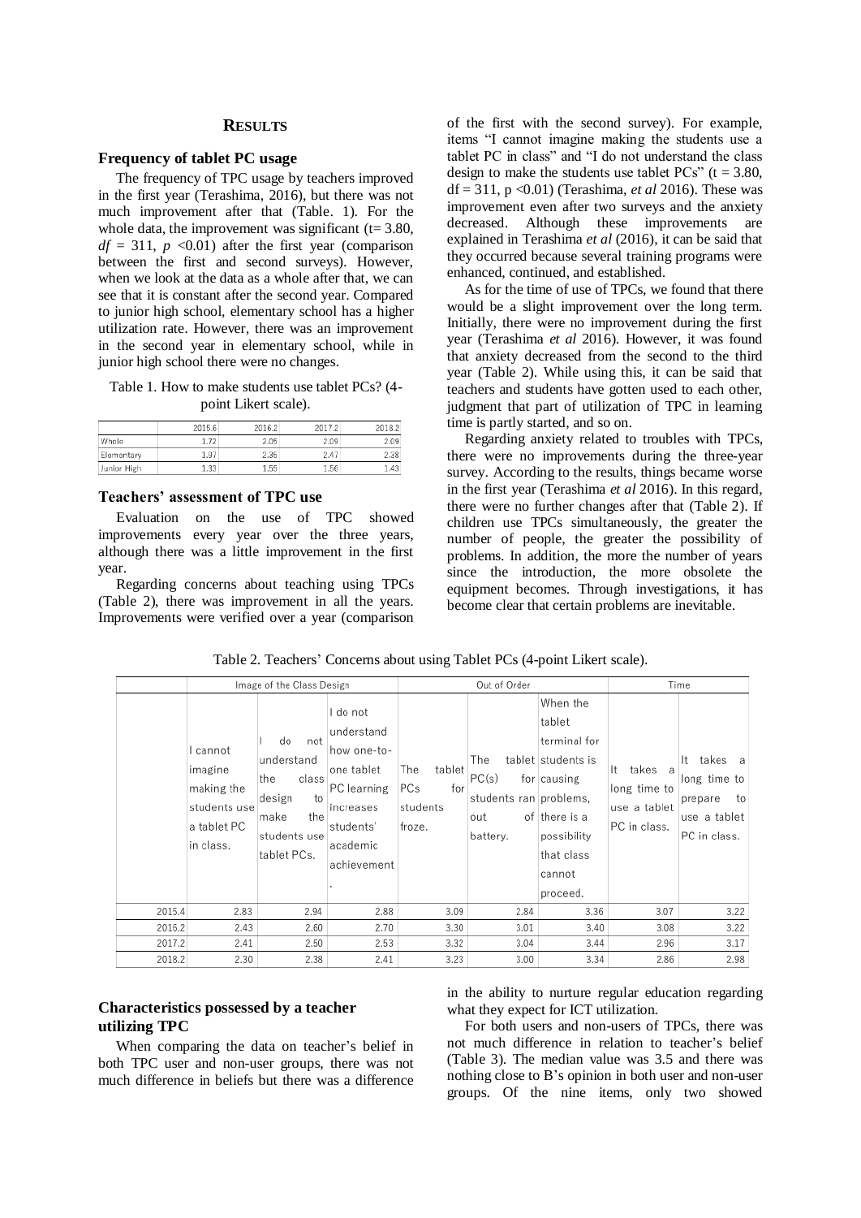## RESULTS

### Frequency of tablet PC usage

The frequency of TPC usage by teachers improved in the first year (Terashima, 2016), but there was not much improvement after that (Table. 1). For the whole data, the improvement was significant ($t= 3.80$, $df = 311$, $p < 0.01$) after the first year (comparison between the first and second surveys). However, when we look at the data as a whole after that, we can see that it is constant after the second year. Compared to junior high school, elementary school has a higher utilization rate. However, there was an improvement in the second year in elementary school, while in junior high school there were no changes.

Table 1. How to make students use tablet PCs? (4-point Likert scale).

| | 2015.6 | 2016.2 | 2017.2 | 2018.2 |
|---|---|---|---|---|
| Whole | 1.72 | 2.05 | 2.09 | 2.09 |
| Elementary | 1.97 | 2.35 | 2.47 | 2.38 |
| Junior High | 1.33 | 1.55 | 1.56 | 1.43 |

### Teachers' assessment of TPC use

Evaluation on the use of TPC showed improvements every year over the three years, although there was a little improvement in the first year.

Regarding concerns about teaching using TPCs (Table 2), there was improvement in all the years. Improvements were verified over a year (comparison of the first with the second survey). For example, items "I cannot imagine making the students use a tablet PC in class" and "I do not understand the class design to make the students use tablet PCs" ($t = 3.80$, $df = 311$, $p < 0.01$) (Terashima, *et al* 2016). These was improvement even after two surveys and the anxiety decreased. Although these improvements are explained in Terashima *et al* (2016), it can be said that they occurred because several training programs were enhanced, continued, and established.

As for the time of use of TPCs, we found that there would be a slight improvement over the long term. Initially, there were no improvement during the first year (Terashima *et al* 2016). However, it was found that anxiety decreased from the second to the third year (Table 2). While using this, it can be said that teachers and students have gotten used to each other, judgment that part of utilization of TPC in learning time is partly started, and so on.

Regarding anxiety related to troubles with TPCs, there were no improvements during the three-year survey. According to the results, things became worse in the first year (Terashima *et al* 2016). In this regard, there were no further changes after that (Table 2). If children use TPCs simultaneously, the greater the number of people, the greater the possibility of problems. In addition, the more the number of years since the introduction, the more obsolete the equipment becomes. Through investigations, it has become clear that certain problems are inevitable.

Table 2. Teachers' Concerns about using Tablet PCs (4-point Likert scale).

| | Image of the Class Design | | | Out of Order | | | Time | |
|---|---|---|---|---|---|---|---|---|
| | I cannot imagine making the students use a tablet PC in class. | I do not understand the class design to make the students use tablet PCs. | I do not understand how one-to-one tablet PC learning increases students' academic achievement. | The tablet PCs for students froze. | The tablet PC(s) for students ran out of battery. | When the tablet terminal for students is causing problems, there is a possibility that class cannot proceed. | It takes a long time to use a tablet PC in class. | It takes a long time to prepare to use a tablet PC in class. |
| 2015.4 | 2.83 | 2.94 | 2.88 | 3.09 | 2.84 | 3.36 | 3.07 | 3.22 |
| 2016.2 | 2.43 | 2.60 | 2.70 | 3.30 | 3.01 | 3.40 | 3.08 | 3.22 |
| 2017.2 | 2.41 | 2.50 | 2.53 | 3.32 | 3.04 | 3.44 | 2.96 | 3.17 |
| 2018.2 | 2.30 | 2.38 | 2.41 | 3.23 | 3.00 | 3.34 | 2.86 | 2.98 |

### Characteristics possessed by a teacher utilizing TPC

When comparing the data on teacher's belief in both TPC user and non-user groups, there was not much difference in beliefs but there was a difference in the ability to nurture regular education regarding what they expect for ICT utilization.

For both users and non-users of TPCs, there was not much difference in relation to teacher's belief (Table 3). The median value was 3.5 and there was nothing close to B's opinion in both user and non-user groups. Of the nine items, only two showed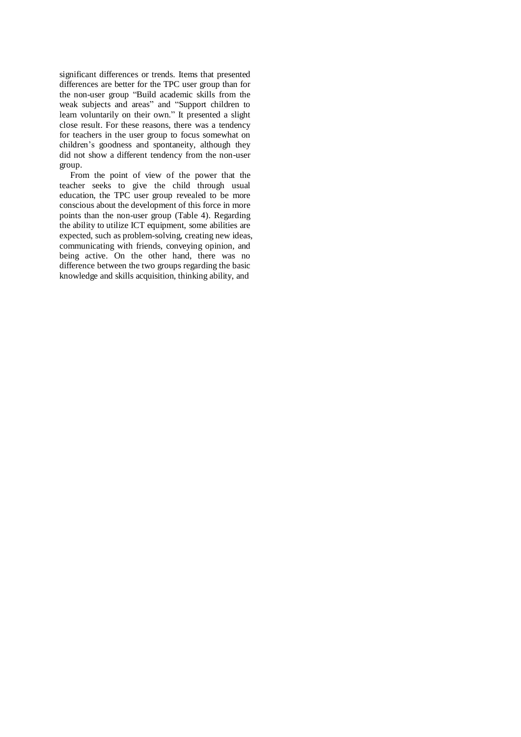significant differences or trends. Items that presented differences are better for the TPC user group than for the non-user group “Build academic skills from the weak subjects and areas” and “Support children to learn voluntarily on their own.” It presented a slight close result. For these reasons, there was a tendency for teachers in the user group to focus somewhat on children’s goodness and spontaneity, although they did not show a different tendency from the non-user group.

From the point of view of the power that the teacher seeks to give the child through usual education, the TPC user group revealed to be more conscious about the development of this force in more points than the non-user group (Table 4). Regarding the ability to utilize ICT equipment, some abilities are expected, such as problem-solving, creating new ideas, communicating with friends, conveying opinion, and being active. On the other hand, there was no difference between the two groups regarding the basic knowledge and skills acquisition, thinking ability, and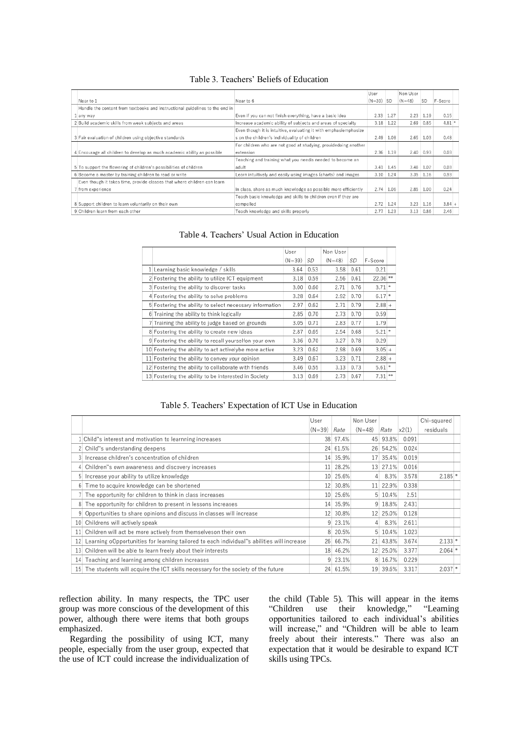Table 3. Teachers' Beliefs of Education

| | Near to 1 | Near to 6 | User (N=39) | SD | Non User (N=48) | SD | F-Score | |
|---|---|---|---|---|---|---|---|---|
| 1 | Handle the content from textbooks and instructional guidelines to the end in any way | Even if you can not finish everything, have a basic idea | 2.33 | 1.27 | 2.23 | 1.19 | 0.15 | |
| 2 | Build academic skills from weak subjects and areas | Increase academic ability of subjects and areas of specialty | 3.18 | 1.22 | 2.69 | 0.85 | 4.81 | * |
| 3 | Fair evaluation of children using objective standards | Even though it is intuitive, evaluating it with emphasiemphasize s on the children's individuality of children | 2.49 | 1.08 | 2.65 | 1.03 | 0.48 | |
| 4 | Encourage all children to develop as much academic ability as possible | For children who are not good at studying, providedoing another extension | 2.36 | 1.19 | 2.40 | 0.93 | 0.03 | |
| 5 | To support the flowering of children's possibilities of children | Teaching and training what you needis needed to become an adult | 3.41 | 1.45 | 3.46 | 1.02 | 0.03 | |
| 6 | Become a master by training children to read or write | Learn intuitively and easily using images (charts) and images | 3.10 | 1.24 | 3.35 | 1.16 | 0.93 | |
| 7 | Even though it takes time, provide classes that where children can learn from experience | In class, share as much knowledge as possible more efficiently | 2.74 | 1.06 | 2.85 | 1.00 | 0.24 | |
| 8 | Support children to learn voluntarily on their own | Teach basic knowledge and skills to children even if they are compelled | 2.72 | 1.24 | 3.23 | 1.16 | 3.84 | + |
| 9 | Children learn from each other | Teach knowledge and skills properly | 2.77 | 1.23 | 3.13 | 0.86 | 2.46 | |

Table 4. Teachers' Usual Action in Education

| | | User (N=39) | SD | Non User (N=48) | SD | F-Score | |
|---|---|---|---|---|---|---|---|
| 1 | Learning basic knowledge / skills | 3.64 | 0.53 | 3.58 | 0.61 | 0.21 | |
| 2 | Fostering the ability to utilize ICT equipment | 3.18 | 0.59 | 2.56 | 0.61 | 22.06 | ** |
| 3 | Fostering the ability to discover tasks | 3.00 | 0.60 | 2.71 | 0.76 | 3.71 | * |
| 4 | Fostering the ability to solve problems | 3.28 | 0.64 | 2.92 | 0.70 | 6.17 | * |
| 5 | Fostering the ability to select necessary information | 2.97 | 0.62 | 2.71 | 0.79 | 2.88 | + |
| 6 | Training the ability to think logically | 2.85 | 0.70 | 2.73 | 0.70 | 0.59 | |
| 7 | Training the ability to judge based on grounds | 3.05 | 0.71 | 2.83 | 0.77 | 1.79 | |
| 8 | Fostering the ability to create new ideas | 2.87 | 0.65 | 2.54 | 0.68 | 5.21 | * |
| 9 | Fostering the ability to recall yourselfon your own | 3.36 | 0.70 | 3.27 | 0.78 | 0.29 | |
| 10 | Fostering the ability to act activelybe more active | 3.23 | 0.62 | 2.98 | 0.69 | 3.05 | + |
| 11 | Fostering the ability to convey your opinion | 3.49 | 0.67 | 3.23 | 0.71 | 2.88 | + |
| 12 | Fostering the ability to collaborate with friends | 3.46 | 0.55 | 3.13 | 0.73 | 5.61 | * |
| 13 | Fostering the ability to be interested in Society | 3.13 | 0.69 | 2.73 | 0.67 | 7.31 | ** |

Table 5. Teachers' Expectation of ICT Use in Education

| | | User (N=39) | Rate | Non User (N=48) | Rate | x2(1) | Chi-squared residuals | |
|---|---|---|---|---|---|---|---|---|
| 1 | Child"s interest and motivation to learnning increases | 38 | 97.4% | 45 | 93.8% | 0.091 | | |
| 2 | Child"s understanding deepens | 24 | 61.5% | 26 | 54.2% | 0.024 | | |
| 3 | Increase children's concentration of children | 14 | 35.9% | 17 | 35.4% | 0.019 | | |
| 4 | Children"s own awareness and discovery increases | 11 | 28.2% | 13 | 27.1% | 0.016 | | |
| 5 | Increase your ability to utilize knowledge | 10 | 25.6% | 4 | 8.3% | 3.578 | 2.185 | * |
| 6 | Time to acquire knowledge can be shortened | 12 | 30.8% | 11 | 22.9% | 0.338 | | |
| 7 | The opportunity for children to think in class increases | 10 | 25.6% | 5 | 10.4% | 2.51 | | |
| 8 | The opportunity for children to present in lessons increases | 14 | 35.9% | 9 | 18.8% | 2.431 | | |
| 9 | Opportunities to share opinions and discuss in classes will increase | 12 | 30.8% | 12 | 25.0% | 0.128 | | |
| 10 | Childrens will actively speak | 9 | 23.1% | 4 | 8.3% | 2.611 | | |
| 11 | Children will act be more actively from themselveson their own | 8 | 20.5% | 5 | 10.4% | 1.023 | | |
| 12 | Learning oOpportunities for learning tailored to each individual"s abilities will increase | 26 | 66.7% | 21 | 43.8% | 3.674 | 2.133 | * |
| 13 | Children will be able to learn freely about their interests | 18 | 46.2% | 12 | 25.0% | 3.377 | 2.064 | * |
| 14 | Teaching and learning among children increases | 9 | 23.1% | 8 | 16.7% | 0.229 | | |
| 15 | The students will acquire the ICT skills necessary for the society of the future | 24 | 61.5% | 19 | 39.6% | 3.317 | 2.037 | * |

reflection ability. In many respects, the TPC user group was more conscious of the development of this power, although there were items that both groups emphasized.

Regarding the possibility of using ICT, many people, especially from the user group, expected that the use of ICT could increase the individualization of the child (Table 5). This will appear in the items "Children use their knowledge," "Learning opportunities tailored to each individual's abilities will increase," and "Children will be able to learn freely about their interests." There was also an expectation that it would be desirable to expand ICT skills using TPCs.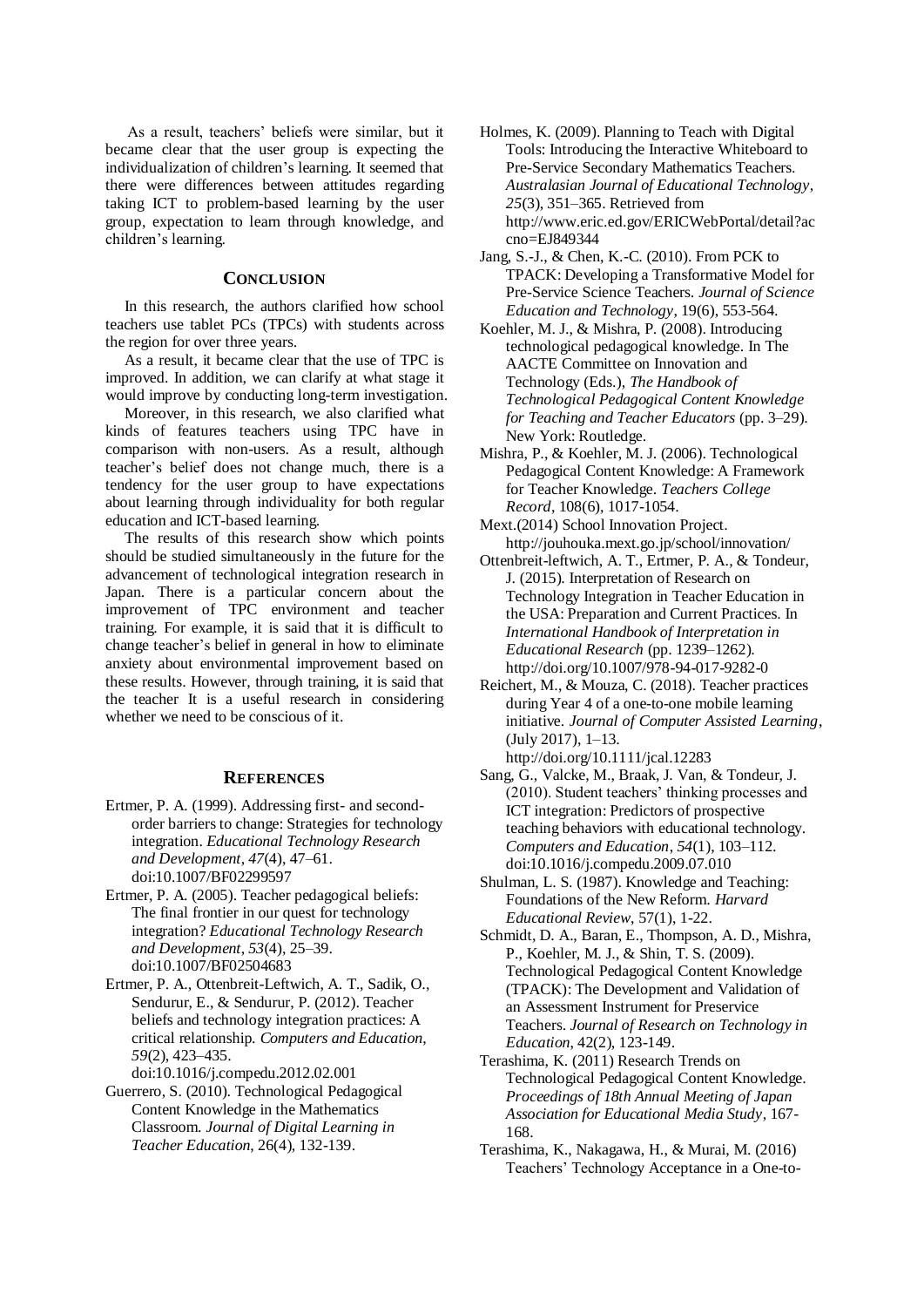As a result, teachers' beliefs were similar, but it became clear that the user group is expecting the individualization of children's learning. It seemed that there were differences between attitudes regarding taking ICT to problem-based learning by the user group, expectation to learn through knowledge, and children's learning.

## CONCLUSION

In this research, the authors clarified how school teachers use tablet PCs (TPCs) with students across the region for over three years.

As a result, it became clear that the use of TPC is improved. In addition, we can clarify at what stage it would improve by conducting long-term investigation.

Moreover, in this research, we also clarified what kinds of features teachers using TPC have in comparison with non-users. As a result, although teacher's belief does not change much, there is a tendency for the user group to have expectations about learning through individuality for both regular education and ICT-based learning.

The results of this research show which points should be studied simultaneously in the future for the advancement of technological integration research in Japan. There is a particular concern about the improvement of TPC environment and teacher training. For example, it is said that it is difficult to change teacher's belief in general in how to eliminate anxiety about environmental improvement based on these results. However, through training, it is said that the teacher It is a useful research in considering whether we need to be conscious of it.

## REFERENCES

Ertmer, P. A. (1999). Addressing first- and second-order barriers to change: Strategies for technology integration. *Educational Technology Research and Development*, *47*(4), 47–61. doi:10.1007/BF02299597

Ertmer, P. A. (2005). Teacher pedagogical beliefs: The final frontier in our quest for technology integration? *Educational Technology Research and Development*, *53*(4), 25–39. doi:10.1007/BF02504683

Ertmer, P. A., Ottenbreit-Leftwich, A. T., Sadik, O., Sendurur, E., & Sendurur, P. (2012). Teacher beliefs and technology integration practices: A critical relationship. *Computers and Education*, *59*(2), 423–435. doi:10.1016/j.compedu.2012.02.001

Guerrero, S. (2010). Technological Pedagogical Content Knowledge in the Mathematics Classroom. *Journal of Digital Learning in Teacher Education*, 26(4), 132-139.

Holmes, K. (2009). Planning to Teach with Digital Tools: Introducing the Interactive Whiteboard to Pre-Service Secondary Mathematics Teachers. *Australasian Journal of Educational Technology*, *25*(3), 351–365. Retrieved from http://www.eric.ed.gov/ERICWebPortal/detail?accno=EJ849344

Jang, S.-J., & Chen, K.-C. (2010). From PCK to TPACK: Developing a Transformative Model for Pre-Service Science Teachers. *Journal of Science Education and Technology*, 19(6), 553-564.

Koehler, M. J., & Mishra, P. (2008). Introducing technological pedagogical knowledge. In The AACTE Committee on Innovation and Technology (Eds.), *The Handbook of Technological Pedagogical Content Knowledge for Teaching and Teacher Educators* (pp. 3–29). New York: Routledge.

Mishra, P., & Koehler, M. J. (2006). Technological Pedagogical Content Knowledge: A Framework for Teacher Knowledge. *Teachers College Record*, 108(6), 1017-1054.

Mext.(2014) School Innovation Project. http://jouhouka.mext.go.jp/school/innovation/

Ottenbreit-leftwich, A. T., Ertmer, P. A., & Tondeur, J. (2015). Interpretation of Research on Technology Integration in Teacher Education in the USA: Preparation and Current Practices. In *International Handbook of Interpretation in Educational Research* (pp. 1239–1262). http://doi.org/10.1007/978-94-017-9282-0

Reichert, M., & Mouza, C. (2018). Teacher practices during Year 4 of a one-to-one mobile learning initiative. *Journal of Computer Assisted Learning*, (July 2017), 1–13. http://doi.org/10.1111/jcal.12283

Sang, G., Valcke, M., Braak, J. Van, & Tondeur, J. (2010). Student teachers' thinking processes and ICT integration: Predictors of prospective teaching behaviors with educational technology. *Computers and Education*, *54*(1), 103–112. doi:10.1016/j.compedu.2009.07.010

Shulman, L. S. (1987). Knowledge and Teaching: Foundations of the New Reform. *Harvard Educational Review*, 57(1), 1-22.

Schmidt, D. A., Baran, E., Thompson, A. D., Mishra, P., Koehler, M. J., & Shin, T. S. (2009). Technological Pedagogical Content Knowledge (TPACK): The Development and Validation of an Assessment Instrument for Preservice Teachers. *Journal of Research on Technology in Education*, 42(2), 123-149.

Terashima, K. (2011) Research Trends on Technological Pedagogical Content Knowledge. *Proceedings of 18th Annual Meeting of Japan Association for Educational Media Study*, 167-168.

Terashima, K., Nakagawa, H., & Murai, M. (2016) Teachers' Technology Acceptance in a One-to-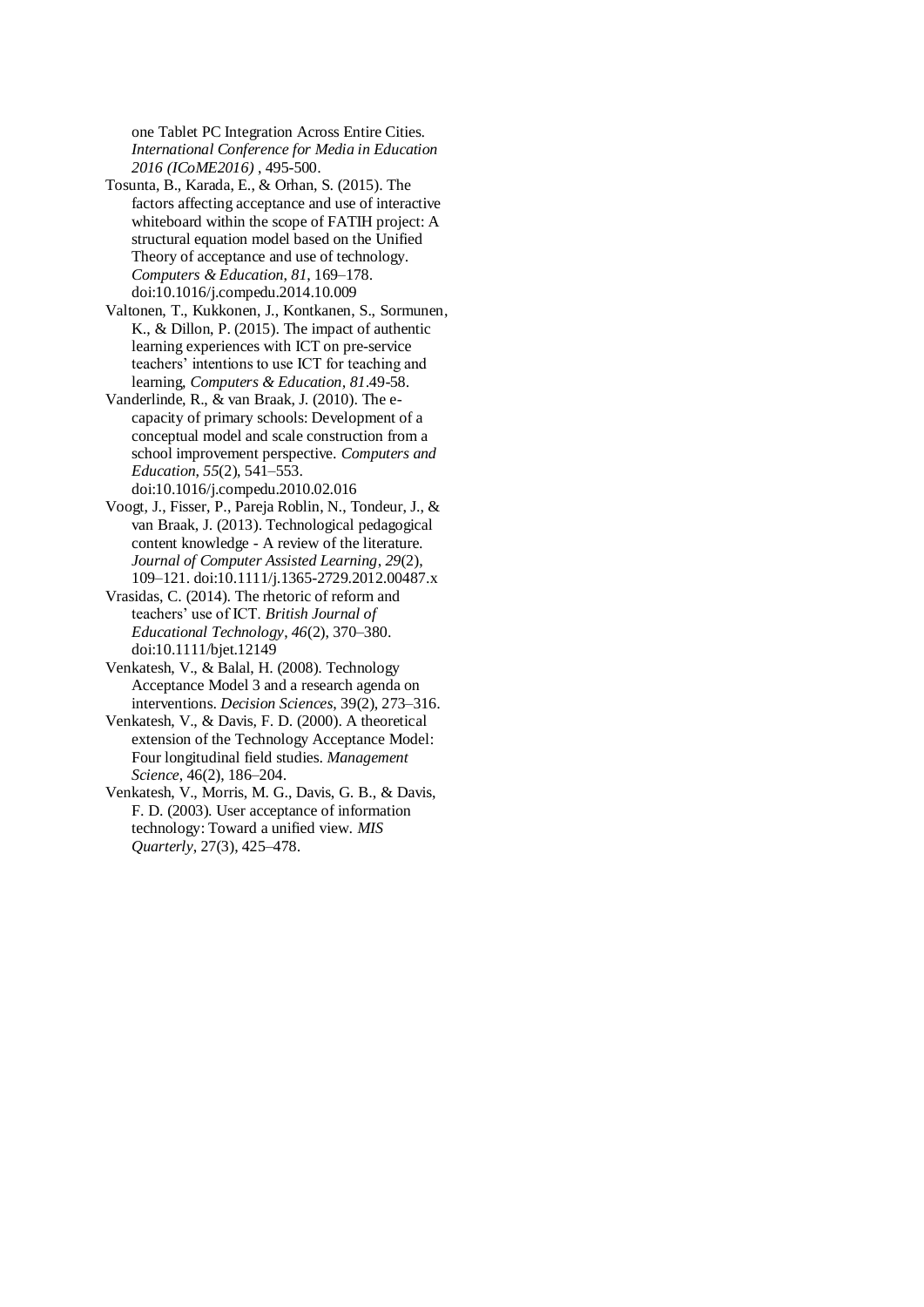one Tablet PC Integration Across Entire Cities. *International Conference for Media in Education 2016 (ICoME2016)* , 495-500.

Tosunta, B., Karada, E., & Orhan, S. (2015). The factors affecting acceptance and use of interactive whiteboard within the scope of FATIH project: A structural equation model based on the Unified Theory of acceptance and use of technology. *Computers & Education*, *81*, 169–178. doi:10.1016/j.compedu.2014.10.009

Valtonen, T., Kukkonen, J., Kontkanen, S., Sormunen, K., & Dillon, P. (2015). The impact of authentic learning experiences with ICT on pre-service teachers' intentions to use ICT for teaching and learning, *Computers & Education, 81*.49-58.

Vanderlinde, R., & van Braak, J. (2010). The e-capacity of primary schools: Development of a conceptual model and scale construction from a school improvement perspective. *Computers and Education*, *55*(2), 541–553. doi:10.1016/j.compedu.2010.02.016

Voogt, J., Fisser, P., Pareja Roblin, N., Tondeur, J., & van Braak, J. (2013). Technological pedagogical content knowledge - A review of the literature. *Journal of Computer Assisted Learning*, *29*(2), 109–121. doi:10.1111/j.1365-2729.2012.00487.x

Vrasidas, C. (2014). The rhetoric of reform and teachers' use of ICT. *British Journal of Educational Technology*, *46*(2), 370–380. doi:10.1111/bjet.12149

Venkatesh, V., & Balal, H. (2008). Technology Acceptance Model 3 and a research agenda on interventions. *Decision Sciences*, 39(2), 273–316.

Venkatesh, V., & Davis, F. D. (2000). A theoretical extension of the Technology Acceptance Model: Four longitudinal field studies. *Management Science*, 46(2), 186–204.

Venkatesh, V., Morris, M. G., Davis, G. B., & Davis, F. D. (2003). User acceptance of information technology: Toward a unified view. *MIS Quarterly*, 27(3), 425–478.